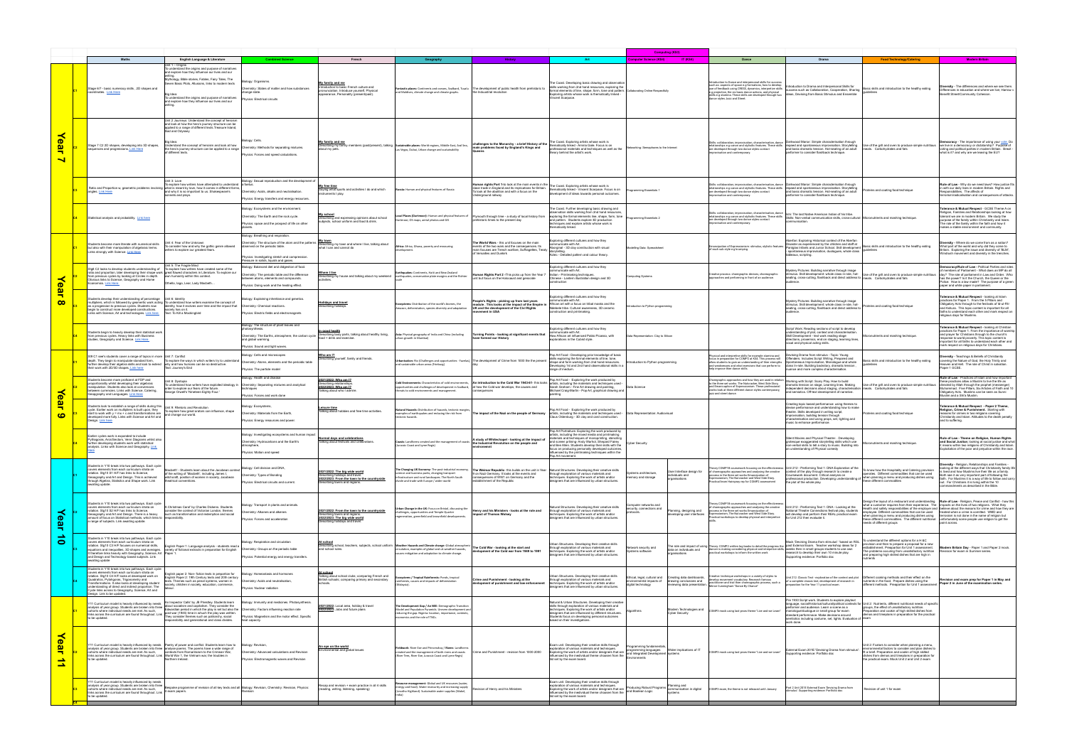| | | Maths | English Language & Literature | Combined Science | French | Geography | History | Art | Computing (KS3) / Computer Science (KS4) | IT (KS4) | Dance | Drama | Food Technology/Catering | Modern Britain |
|---|---|---|---|---|---|---|---|---|---|---|---|---|---|---|
| **Year 7** | C1 | Stage 6/7 - basic numeracy skills, 2D shapes and coordinates. Link Here | Unit 1 - Origins. To understand the origins and purposes of narratives and explore how they influence our lives and our writing. Mythology, Bible stories, Fables, Fairy Tales, The Seven Basic Plots, Allusions, links to modern texts. Big Ideas: To understand the origins and purposes of narratives and explore how they influence our lives and our writing. | Biology: Organisms. Chemistry: States of matter and how substances change state. Physics: Electrical circuits | My family and me. Introduction to basic French culture and pronunciation. Introduce yourself. Physical appearance. Personality (present/past). | Fantastic places: Continents and oceans, Svalbard, Tuvalu and Maldives, climate change and climate graphs. | The development of public health from prehistoric to the Industrial revolution | The Coast. Developing basic drawing and observation skills working from 2nd hand resources, exploring the formal elements of line, shape, form, tone and pattern. Exploring artists whose work is thematically linked - Vincent Scarpace | Collaborating Online Respectfully | | Introduction to Dance and interpersonal skills for success such as: aspects of space e.g formations, how to develop use of feedback using CRISS, dynamics, also partner skills e.g projection, the six basic dance actions and physical skills e.g stamina. These skills are developed through two dance styles Jazz and Street. | Introduction to Drama and Interpersonal Skills for success such as: Collaboration, Sharing ideas, Devising from Basic Stimulus and Ensemble. | Basic skills and introduction to the healthy eating guidelines | Diversity - The differences and where we see them. Differences in education and where we live; Harrow v Mereliff Street/Community Cohesion. |
| | C2 | Stage 7 C2 3D shapes, developing into 3D shapes, sequences and progressions. Link Here | Unit 2 Journeys: Understand the concept of heroism and look at how the hero's journey structure can be applied to a range of different texts: Treasure Island, Iliad and Odyssey. Big Ideas: Understand the concept of heroism and look at how the hero's journey structure can be applied to a range of different texts. | Biology: Cells. Chemistry: Methods for separating mixtures. Physics: Forces and speed calculations. | My family and me. Describing my family members (past/present), talking about my pets. | Sustainable places: Where it grows, Middle East, And Sea, Las Vegas, Dubai, Urban change and sustainability | Challenges to the Monarchy - a brief history of the main problems faced by England's Kings and Queens | The Coast: Exploring artists whose work is thematically linked - Kate Mahar. Focus is on professional materials and techniques as well as the theory behind the artist's work. | Networking: Smartphones to the Internet | | Skills: collaboration, improvisation, characterisation, dance relationships e.g canon and stylistic features. These skills are developed through two dance styles contact improvisation and contemporary. | Darkwood Manor: Simple characterisation through improvised and spontaneous improvisation. Storytelling and basic dramatic tension. Hotseating of an adult performer to consider flashback technique. | Use of the grill and oven to produce simple nutritious meals. Carbohydrates and fats. | Democracy - The importance of using your vote. Do we live in a democracy or dictatorship? Parliament - voting and political parties in modern Britain. Brexit - what is it? and why are we leaving the EU? |
| | C3 | Ratio and Proportion vs. geometric problems involving angles. Link Here | Unit 3: Love. To explore how writers have attempted to understand what is meant by love, how it comes in different forms and why it is so important to us. Shakespeare's sonnets and plays. | Biology: Sexual reproduction and the development of a foetus. Chemistry: Acids, alkalis and neutralisation. Physics: Energy transfers and energy resources. | My free time. Saying what sports and activities I do and which instruments I play. | Russia: Human and physical features of Russia | Human rights Part 1 - to look at the main events in the slave trade in England and its implications for Britain. To look at the abolition and with a focus on the Underground railway. | The Coast: Exploring artists whose work is thematically linked - Vincent Scarpace. Focus is on development of ideas towards personal outcomes. | Programming Essentials 1 | | Skills: collaboration, improvisation, characterisation, dance relationships e.g canon and stylistic features. These skills are developed through two dance styles contact improvisation and contemporary. | Darkwood Manor: Simple characterisation through improvised and spontaneous improvisation. Storytelling and basic dramatic tension. Hotseating of an adult performer to consider flashback technique. | Proteins and cooking food technique | Rule of Law - Why do we need laws? How justice fits in with our daily lives in modern Britain. Rights and Responsibilities. The effects of terrorism/radicalisation and consequences of attacks. |
| | C4 | Statistical analysis and probability. Link Here | | Biology: Ecosystems and the environment. Chemistry: The Earth and the rock cycle. Physics: space and the prospect of life on other planets. | My school. Describing and expressing opinions about school subjects, school uniform and food & drink. | Local Places (Dartmoor): Human and physical features of Dartmoor, OS maps, aerial photos and GIS | Plymouth through time - a study of local history from prehistoric times to the present day | The Coast. Further developing basic drawing and observation skills working from 2nd hand resources, exploring the formal elements line, shape, form, tone and pattern. Students explore 3D production techniques and explore artists whose work is thematically linked. | Programming Essentials 2 | | Skills: collaboration, improvisation, characterisation, dance relationships e.g canon and stylistic features. These skills are developed through two dance styles contact improvisation and contemporary. | Iris: The last Native American Indian of his tribe. Skills: Non-verbal communication skills, cross-cultural communication. | Micronutrients and reaching technique | Tolerance & Mutual Respect - GCSE Theme A on Religion, Families and Relationships looking at how tolerant we are in modern Britain. We study the purpose of the family within Christianity and Islam. The role of the family within the faith and how it makes a stable environment and community. |
| **Year 8** | C1 | Students become more literate with numerical skills, but also with their manipulation of algebraic terms. Links strongly with Science. Link Here | Unit 4: Fear of the Unknown. To consider how and why the gothic genre allowed writers to explore our greatest fears. | Biology: Breathing and respiration. Chemistry: The structure of the atom and the patterns observed on the periodic table. Physics: Investigating stretch and compression. Pressure in solids, liquids and gases. | My town. Describing my town and where I live, talking about what I can and cannot do | Africa: Africa, Ghana, poverty and measuring development. | The World Wars - this unit focuses on the main events of the two wars and the consequences. Its main focuses are Trench warfare, Suffragettes, Treaty of Versailles and Dunkirk. | Exploring different cultures and how they communicate with Art. Aboriginal - 3D clay construction with visual storytelling. Aztec - Detailed pattern and colour theory. | Modelling Data: Spreadsheet | | Dance culture of Expressionism: stimulus, stylistic features of each sub-style e.g bumping. | Aberfan: Exploring Historical context of the Aberfan Disaster as experienced by the children and staff at Pantglas Infants and Junior school. Skill development - spontaneous improvisation, dialogues, whole class tableaux, scripting. | Basic skills and introduction to the healthy eating guidelines | Diversity - Where do we come from as a nation? What part of the world are our families from? Migration to Britain. Exploring the issues and diversity of 'BLM'. Windrush movement and diversity in the trenches. |
| | C2 | Eight C2 looks to develop students understanding of ratio and proportion, later developing their shape work and transformations by looking at Circles vs Bearings. Obvious links to Science, Geography and Home Economics. Link Here | Unit 5: The Fragile Mind. To explore how writers have created some of the great flawed characters in Literature. To explore our own humanity within this context. Othello, Iago, Lear, Lady Macbeth... | Biology: Balanced diet and digestion of food. Chemistry: The periodic table and the difference between atoms, elements and compounds. Physics: Doing work and the heating effect. | Where I live. Describing my house and talking about my weekend activities. | Earthquakes: Continents, Haiti and New Zealand Earthquakes, conservative plate margins and the Richter scale | Human Rights Part 2 - This picks up from the Year 7 unit but focus on the Holocaust and genocide. | Exploring different cultures and how they communicate with Art. India - Printmaking techniques. Chinese - modern illustration design and 3D construction. | Computing Systems | | Creative process: choreographic devices, choreographic approaches and performing in front of an audience. | Mystery Pictures: Building narrative through image stimulus. Skill development - whole class in role, hot seating, cross-cutting, flashback and direct address to audience. | Use of the grill and oven to produce simple nutritious meals. Carbohydrates and fats. | Democracy/Rule of Law - Political Parties and roles of members of Parliament - What does an MP do all day? The role of parliament in Law and Order. Who has the power? Is it the Church, the Crown or the Police. How is a law made? The purpose of a green paper and white paper in parliament. |
| | C3 | Students develop their understanding of percentage multipliers, which is followed by geometric work using Pythagoras' theorem and trigonometry. This then leads them to begin to construct more developed constructions. Links with Science, Art and technologies. Link Here | Unit 6: Identity. To understand how writers examine the concept of identity, how it sees themselves and the impact that society has on it. Text: To Kill a Mockingbird | Biology: Explaining inheritance and genetics. Chemistry: Chemical reactions. Physics: Electric fields and electromagnets. | Holidays and travel. Describing holidays. | Ecosystems: Distribution of the world's biomes, the Savanna, deforestation, species diversity and adaptation | People's Rights - picking up from last years module. This looks at the impact of the Empire in UK and the development of the Civil Rights movement in USA | Exploring different cultures and how they communicate with Art. African art with a focus on tribal masks and the Ndebele tribe. Cultural awareness, 3D ceramic construction and printmaking. | Introduction to Python programming | | | Mystery Pictures: Building narrative through image stimulus. Skill development - whole class in role, hot seating, cross-cutting, flashback and direct address to audience. | Proteins and cooking food technique | Tolerance & Mutual Respect - looking at Islam practices for Paper 1. From the 5 Pillars and Obligatory Acts through to the festivals of Id-ul-Fitr and Ashura. This topic content is important for all faiths to understand each other and each respect on religious days for Muslims. |
| | C4 | Students begin to heavily develop their statistical work from previous cycles. Heavy links with Business studies, Geography and Science. Link Here | | Biology: The structure of plant leaves and photosynthesis. Chemistry: The Earths, atmosphere, the carbon cycle and global warming. Physics: Sound and light waves. | In good health. Describing body parts, talking about healthy living, food + drink + exercise. | Asia: Physical geography of India and China (including urban growth in Mumbai) | Turning Points - looking at significant events that have formed our History | Exploring different cultures and how they communicate with Art. How African art influenced Pablo Picasso, with explorations in the Cubist style. | Data Representation: Clip to Silicon | | | Script Work: Reading sections of script to develop understanding of plot, context and characterisation. Skill Development - text work reading stage directions, proxemics, end on staging, learning lines, vocal and physical acting skills. | Micronutrients and reaching technique | Tolerance & Mutual Respect - looking at Christian practices for Paper 1. From the importance of worship and prayer for Christians through to the church's response to world poverty. This topic content is important for all faiths to understand each other and each respect on religious days for Christians. |
| **Year 9** | C1 | With C1 each students cover a range of topics in more depth. They begin to manipulate standard form, further develop their algebra skills and look to extend their work with 2D/3D shapes. Link here | Unit 7: Conflict. To explore the ways in which writers try to understand why and how conflicts can be so destructive. Text: Journey's End | Biology: Cells and microscopes. Chemistry: Atoms, elements and the periodic table. Physics: The particle model | Who am I? Describing yourself, family and friends. | Urbanisation: Rio (Challenges and opportunities - Favelas) and sustainable urban areas (Freiburg) | The development of Crime from 1000 to the present day | Pop Art Food - Developing prior knowledge of basic skills exploring the formal elements of line, tone, shape and form working from first hand observation. Developing 1st and 2nd hand observational skills in a range of medium. | Introduction to Python programming | | Physical and interpretive skills for example stamina and focus in preparation for COMP2 at KS4. This process will allow students to gain an understanding of their strengths and weaknesses and ... | Devising Drama from stimulus - Topic: Young Offenders. Includes Script Writing, Prepared and Spontaneous Improvisation, Monologue and whole class in role. Building tension, dramatic tension, nuance and more complex characterisation. | Basic skills and introduction to the healthy eating guidelines | Diversity - Teachings & Beliefs of Christianity covering the Nature of God, the Holy Trinity and Heaven and Hell. The role of Christ in salvation. Paper 1 GCSE. |
| | C2 | Students become more proficient at FDP and proportionality whilst developing their algebraic manipulation. Students also look at conversions between currencies. Links with Science, Catering, Geography and Languages. Link Here | Unit 8: Dystopia. To understand how writers have exploited ideology in order to explore our fears of the future. George Orwell's 'Nineteen Eighty-Four'. | Biology: Health and disease. Chemistry: Separating mixtures and analytical techniques. Physics: Forces and work done | 2021/2022: Who am I? Describing relationships. 2022/2023: Who am I? Talking about who I admire. | Cold Environments: Characteristics of cold environments, opportunities and challenges of development in Svalbard, threats to cold environments and management. | An introduction to the Cold War 1945-91 - this looks at how the Cold war develops, the causes and consequences | Pop Art Food - Exploring the work produced by artists, including the materials and techniques used - Sarah Graham - Fine Art drawing and painting, Michael Craig-Martin - Pop Art, graphical drawing and painting | Data Science | | Choreographic approaches and how they are used in relation to the three set works. The Nutcracker, West Side Story and Emancipation of Expressionism. These professional works look at three different dance styles contemporary, jazz and street dance. | Working with Script: Sticky Play. How to build dramatic tension on stage. Learning lines. Making independent decisions about staging, characterisation and semiotics. Off-text development of narrative. | Use of the grill and oven to produce simple nutritious meals. Carbohydrates and fats. | Rule of Law - Practices of Islam and how important these practices allow a Muslim to live the life as intended by Allah through the prophet (messenger) Muhammad. Five Pillars, Six Articles of Faith and 10 Obligatory Acts. Muslims can be seen as Sunni Muslim and a Shi'a Muslim. |
| | C3 | Students look to establish a range of skills during this cycle. Earlier work on multipliers is built upon, they start to work with y = mx + c and transformations are developed more fully. Links with Science and Art and Design. Link Here | Unit 9: Rhetoric and Revolution. To explore how great orators can influence, shape and change our world. | Biology: Ecosystems. Chemistry: Materials from the Earth. Physics: Energy resources and power. | Leisure time. Talking about hobbies and free time activities. | Natural Hazards: Distribution of hazards, tectonic margins, examples of earthquakes and reducing the risk from tectonic hazards. | The impact of the Nazi on the people of Germany | Pop Art Food - Exploring the work produced by artists, including the materials and techniques used - Claus Oldenburg - 3D clay and soft sculpture. | Data Representation: Audiovisual | | | Creating topic based performance: using themes to devise performance and understanding how to make theatre. Skills developed in writing script, improvisation, building tension through characterisation and using props, set, lighting and music to enhance performance. | Proteins and cooking food technique | Tolerance & Mutual Respect - Paper 2 Theme, Religion, Crime & Punishment. Starting with reasons for crimes in two religions covering Christianity and Islam. Attitudes to the death penalty and to suffering. |
| | C4 | Earlier cycles work is expanded to include Pythagoras, Area/Perimeter, Venn Diagrams whilst also further developing students work with statistical analysis. Links with Science and Geography. Link Here | | Biology: Investigating ecosystems and human impact. Chemistry: Hydrocarbons and the Earth's atmosphere. Physics: Motion and speed | Normal days and celebrations. Talking about festivals and celebrations. | Coasts: Landforms created and the management of coasts (Jurassic Coast and Lyme Regis) | A study of Whitechapel - looking at the impact of the Industrial Revolution on the people and environment | Pop Art Portraiture: Exploring the work produced by artists, including the mixed media and printmaking. Developing knowledge and experience of materials and techniques of monoprinting, stenciling and screen printing. Andy Warhol, Shepard Fairey and Ben Allen. Students develop their skills with a focus on producing personally developed outcomes influenced by the printmaking techniques within the Pop Art movement. | Cyber Security | | | Silent Movies and Physical Theatre - Developing grotesque exaggerated storytelling skills which use non-verbal skills to tell a story to music. Building into an understanding of Physical comedy. | Micronutrients and reaching technique | Rule of Law - Theme on Religion, Human Rights and Social Justice; looking at social justice and what it means within the religions of Christianity and Islam. Exploitation of the poor and prejudice within the laws. |
| **Year 10** | C1 | Students in Y10 break into two pathways. Each cycle covers elements from each curriculum strata on rotation. Stg10 C1 HT has links to Science, Geography and Art and Design. This is achieved through Algebra, Statistics and Shape work. Link awaiting update. | Macbeth - Students learn about the Jacobean context of the writing of 'Macbeth', including James I, witchcraft, position of women in society, Jacobean theatrical conventions | Biology: Cell division and DNA. Chemistry: Types of Bonding. Physics: Electrical circuits and current. | 2021/2022: The big wide world. Describing holidays and travel. 2022/2023: From the town to the countryside. Describing towns and regions. | The Changing UK Economy: The post-industrial economy, science and business parks, changing transport infrastructure and rural landscapes. The North South divide and trade with Europe / wider world. | The Weimar Republic - this builds on the unit in Year 9 on Nazi Germany. It looks at the events and consequences of WW1 on Germany and the establishment of the Republic. | Natural Structures. Developing their creative skills through exploration of various materials and techniques. Exploring the work of artists and/or designers that are influenced by natural structures. | Systems architecture, memory and storage | User Interface design for individuals and organisations | Theory COMP1B coursework focussing on the effectiveness of choreographic approaches and analysing the creative process in the three set works Emancipation of Expressionism, The Nutcracker and West Side Story. | Unit 2/3 - Performing Text 1: DNA Exploration of the context of the play through research to create a Coursework document. Critical analysis on professional production. Developing understanding of the plot of the whole play. | To know how the Hospitality and Catering provision operates. Different communities that can be used when planning a menu and producing dishes using these different communities. | Diversity - Religion, Relationships and Families - looking at the different ways that Christianity family life is lived and how Muslims live their life as a family. We see it as very important part of following the faith. For Muslims it is a way of life to follow and carry out. For Christians it is living within the commandments as described in the Bible. |
| | C2 | Students in Y10 break into two pathways. Each cycle covers elements from each curriculum strata on rotation. Stg10 C2 HT has links to Science, Geography and Art and Design. There is a heavy amount of focus on Statistical methods, which links to a range of subjects. Link awaiting update. | A Christmas Carol by Charles Dickens. Students consider the context of Victorian London, themes such as transformation and redemption and social responsibility. | Biology: Transport in plants and animals. Chemistry: Alkanes and alkenes. Physics: Forces and acceleration | 2021/2022: From the town to the countryside. Describing towns and regions. 2022/2023: The big wide world. Describing holidays and travel. | Urban Change in the UK: Focus on Bristol, discussing the challenges, opportunities and Temple Quarter regeneration, greenfield and brownfield developments. | Henry and his Ministers - looks at the role and impact of Thomas Wolsey | Natural Structures. Developing their creative skills through exploration of various materials and techniques. Exploring the work of artists and/or designers that are influenced by natural structures. | Computer networks and security, connections and protocols. | Planning, designing and developing user interfaces | Theory COMP1B coursework focussing on the effectiveness of choreographic approaches and analysing the creative process in the three set works Emancipation of Expressionism, The Nutcracker and West Side Story. Practical workshops to develop physical and interpretive skills. | Unit 2/3 - Performing Text 1: DNA - Looking at the National Theatre Connections festival play, students will develop and perform their REAL practical exam for Unit 2/3 then moving on. | Design the layout of a restaurant and understanding what a customer requires from their experience. The health and safety responsibilities of the employer and employee. Different communities that can be used when planning a menu and producing dishes using these different communities. The different nutritional needs of different groups. | Rule of Law - Religion, Peace and Conflict - how this impacts on the lives of two religions. What they believe about the reasons for crime and how they are treated when a crime is committed. WMD and terrorism: is not done in the name of religion but unfortunately some people use religion to get the point across. |
| | C3 | Students in Y10 break into two pathways. Each cycle covers elements from each curriculum strata on rotation. Stg10 C3 HT builds on quadratic equations and inequalities, 3D shapes and measures. It therefore links heavily into Geography, Science, Art and Design and Technology based subjects. Link awaiting update. | English Paper 1: Language analysis - students read a variety of fictional extracts in preparation for English Paper 1. | Biology: Respiration and circulation. Chemistry: Groups on the periodic table. Physics: Potential energy and energy transfers. | At school. Describing school, teachers, subjects, school uniform and school rules. | Weather Hazards and Climate change: Global atmospheric circulation, examples of global and uk weather hazards, causes mitigation and adaptation to climate change. | The Cold War - looking at the start and development of the Cold war from 1949 to 1991 | Urban Structures. Developing their creative skills through exploration of various materials and techniques. Exploring the work of artists and/or designers that are influenced by urban structures. | Network security and Systems software | The role and impact of using data on individuals and organisations | Theory COMP2 online log books to detail the progress the dancer is making considering physical and interpretive skills. Practical workshops to inform the written work. | Blue: 'Devising Drama from stimulus' based on R2G Extract Notes. Students work in small groups to use research to develop their own 10 minute play. Supporting evidence: Portfolio doc | To understand the different options for a H&C provision and then to prepare a proposal for a new establishment. Preparation for Unit 1 assessment. The problems resulting from unsatisfactory nutrition and preparing high skilled dishes that are high in nutrients. | Modern Britain Day - Paper 1 and Paper 2 mock. Revision for exam in Summer series. |
| | C4 | Students in Y10 break into two pathways. Each cycle covers elements from each curriculum strata on rotation. Stg10 C4 HT looks at developed work on Quadratics, Pythagoras, Trigonometry and Simultaneous equations. It also covers a developed understanding of ratio and indexed proportion. The Cycle links across the Geography, Science, Art and Design. Link to be updated. | English paper 2: Non-fiction texts in preparation for English Paper 2: 19th Century texts and 20th century texts. Themes such as school systems, women in society, children in society, education, commerce, labour. | Biology: Homeostasis and hormones. Chemistry: Acids and neutralisation. Physics: Nuclear radiation | At school. Talking about school clubs, comparing French and British schools, comparing primary and secondary schools. | Ecosystems / Tropical Rainforests: Forests, tropical rainforests, causes and impacts of deforestation (Malaysia). | Crime and Punishment - looking at the development of punishment and law enforcement | Urban Structures. Developing their creative skills through exploration of various materials and techniques. Exploring the work of artists and/or designers that are influenced by urban structures. | Ethical, legal, cultural and environmental impacts of digital technology | Creating data dashboards, drawing conclusions and reviewing data presentations | Creative technique workshops in a variety of styles to develop movement vocabulary. Research famous practitioners and find their choreographic process, such as Merce Cunningham 'Soup By Chance' | Unit 2/3: Classic Text 1 - exploration of the context and plot of a complete classic text, development of research in preparation for the Year 11 practical exam. | Different cooking methods and their effect on the nutrients in the food. Prepare dishes using the different methods. Preparation for Unit 1 assessment. | Revision and exam prep for Paper 1 in May and Paper 2 in June of the examination series. |
| **Year 11** | C1 | Y11 Curriculum model is heavily influenced by needs analysis of year group. Students are broken into three cohorts where individual needs are met. As such, links across the curriculum are found throughout. Link to be updated. | An Inspector Calls' by JB Priestley. Students learn about socialism and capitalism. They consider the Edwardian period in which the play is set but also the post-war (1945) time in which the play was written. They consider themes such as patriarchy, social responsibility and generational and class divides. | Biology: Immunity and medicines. Photosynthesis. Chemistry: Factors influencing reaction rate. Physics: Magnetism and the motor effect. Specific heat capacity. | 2021/2022: Local area, holiday & travel. 2022/2023: Jobs and future plans | The Development Gap / An NEE: Demographic Transition Model and Population Pyramids. Uneven development and reducing the gap. Nigeria: location, importance, contexts, economics and the role of TNCs. | | Natural & Urban Structures. Developing their creative skills through exploration of various materials and techniques. Exploring the work of artists and/or designers that are influenced by natural and urban structures. Students focus on developing personal outcomes based on their research. | Algorithms | Modern Technologies and Cyber Security | COMP3 mock using last years theme 'Live and we Learn' | Pre 1930 Script work: Students to explore script language, social/historical/cultural/political contexts for performer and audience. Learn a scene as a monologue/duologue or small group for teacher standard performance. Make decisions around rehearsal, practising nuances including costume, set, lights. | Unit 2 - Nutrients, different nutritional needs of specific groups, the effect of unsatisfactory nutrition. Preparation and cooking of high skilled dishes. Evaluation of dishes and timeplans in preparation for the practical exam. | |
| | C2 | Y11 Curriculum model is heavily influenced by needs analysis of year group. Students are broken into three cohorts where individual needs are met. As such, links across the curriculum are found throughout. Link to be updated. | Poetry of power and conflict. Students learn how to analyse poems. The poems have a wide range of contexts from Romanticism to the Crimean War, World War 1, the Vietnam war, the troubles in Northern Ireland. | Biology: Revision. Chemistry: Advanced calculations and Revision. Physics: Electromagnetic waves and Revision | An eye on the world. Environmental and global issues. | Fieldwork: River Exe and Plymouth city / Rivers: Landforms created and the management of both rivers and coasts (River Tees, River Exe, Jurassic Coast and Lyme Regis) | Crime and Punishment - revision from 1000-2000 | Exam unit. Developing their creative skills through exploration of various materials and techniques. Exploring the work of artists and/or designers that are influenced by the individual theme chosen from the list set by the exam board. | Programming fundamentals, programming languages and Integrated Development Environments | Wider implications of IT systems | COMP3 mock using last years theme 'Live and we Learn' | External Exam 2016 'Devising Drama from stimulus' Supporting evidence: Portfolio doc | Unit 2: Factors to consider when planning a menu, environmental factors to consider and plan dishes to fit a brief. Preparation and cooking of high skilled dishes and timeplans in preparation for the practical exam. Mock Unit 2 and Unit 2 exam. | |
| | C3 | Y11 Curriculum model is heavily influenced by needs analysis of year group. Students are broken into three cohorts where individual needs are met. As such, links across the curriculum are found throughout. Link to be updated. | Bespoke programme of revision of all key texts and all exam papers. | Biology: Revision; Chemistry: Revision; Physics: Revision | Recap and revision + exam practice in all 4 skills (reading, writing, listening, speaking) | Resource management - Global and UK resources (water, energy and food). Water insecurity and increasing supply (Lesotho Highlands). Sustainable water supplies (Wakel, India). | Revision of Henry and his Ministers | Exam unit. Developing their creative skills through exploration of various materials and techniques. Exploring the work of artists and/or designers that are influenced by the individual theme chosen from the list set by the exam board. | Producing Robust Programs and Boolean Logic. | Planning and communication in digital systems | COMP3 exam, the theme is set released until January | Part 2 Unit 2016 External Devising Drama from stimulus. Supporting evidence: Portfolio doc | Revision of unit 1 for exam | |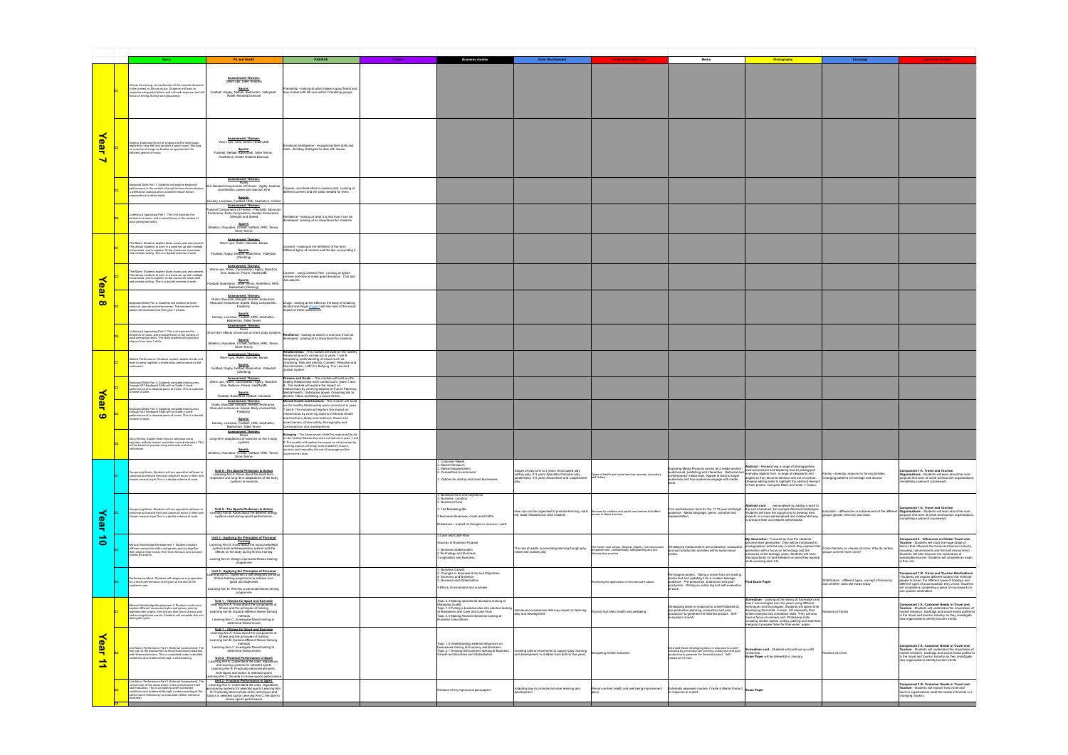| | | Music | PE and Health | PSE/RSE | Politics | Business studies | Child Development | Health and Social Care | Media | Photography | Sociology | Travel and Tourism |
|---|---|---|---|---|---|---|---|---|---|---|---|---|
| Year 7 | C1 | African Drumming - an exploration of the musical elements in the context of African music. Students will learn to compose using polyrhythms and call and response, and will focus on timing, fluency and groove(s). | **Assessment Themes:** Warm ups, rules, muscles **Sports:** Football, Rugby, Netball, Badminton, Volleyball, Health Related Exercise | Friendship - looking at what makes a good friend and how to deal with fall outs within Friendship groups | | | | | | | | |
| | C2 | Singing: Exploring the art of singing and the techniques required to sing well and produce a good sound. Working on a variety of songs to develop an appreciation for different genres of music. | **Assessment Themes:** Warm ups, rules, bones, HealthyMe **Sports:** Football, Netball, Basketball, Table Tennis, Aesthetics, Health Related Exercise | Emotional Intelligence - recognising their skills and traits. Building strategies to deal with issues | | | | | | | | |
| | C3 | Keyboard Skills Part 1: Students will explore keyboard performance in the context of a well-known classical piece, a well-known popular piece and other lesser known compositions in other styles. | **Assessment Themes:** Rules Skill Related Components of Fitness - Agility, balance, coordination, power and reaction time **Sports:** Hockey, Lacrosse, Football, HRE, Aesthetics, Cricket | Careers - an introduction to careers pilot. Looking at different careers and the skills needed for them | | | | | | | | |
| | C4 | Listening & Appraising Part 1: This unit explores the elements of music and musical theory in the context of aural perception skills. | **Assessment Themes:** Physical Components of Fitness - Flexibility, Muscular Endurance, Body Composition, Aerobic Endurance, Strength and Speed **Sports:** Athletics, Rounders, Cricket, Softball, HRE, Tennis, Short Tennis | Resilience - looking at what it is and how it can be developed. Looking at its importance for students | | | | | | | | |
| Year 8 | C1 | The Blues: Students explore blues music past and present. This allows students to work in a band set up with multiple instruments, and to explore 12 bar structures, bass lines and melodic writing. This is a double scheme of work. | **Assessment Themes:** Warm ups, Rules, Muscles, Bones **Sports:** Football, Rugby, Netball, Badminton, Volleyball (Climbing) | Consent - looking at the definition of the term. Different types of consent and the law surrounding it. | | | | | | | | |
| | C2 | The Blues: Students explore blues music past and present. This allows students to work in a band set up with multiple instruments, and to explore 12 bar structures, bass lines and melodic writing. This is a double scheme of work. | **Assessment Themes:** Warm ups, Rules, Coordination, Agility, Reaction time, Balance, Power, HealthyME **Sports:** Football, Badminton, Table Tennis, Aesthetics, HRE, Basketball (Climbing) | Careers - using Careers Pilot. Looking at option choices and how to make good decisions, CVs and Job adverts | | | | | | | | |
| | C3 | Keyboard Skills Part 2: Students will continue to learn classical, popular and other pieces. The standard of the pieces will increase from their year 7 pieces. | **Assessment Themes:** Rules, Muscular strength, Aerobic endurance, Muscular endurance, Speed, Body composition, Flexibility **Sports:** Hockey, Lacrosse, Football, HRE, Aesthetics, Badminton, Table Tennis | Drugs - looking at the effect on the body of smoking, alcohol and illegal drugs. It will also look at the social impact of these substances | | | | | | | | |
| | C4 | Listening & Appraising Part 2: This unit explores the elements of music and musical theory in the context of aural perception skills. The skills required will provide a step up from Year 7 skills. | **Assessment Themes:** Rules Short-term effects of exercise on the 4 body systems **Sports:** Athletics, Rounders, Cricket, Softball, HRE, Tennis, Short Tennis | Resilience - looking at what it is and how it can be developed. Looking at its importance for students | | | | | | | | |
| Year 9 | C1 | Ukulele Performance: Students explore ukulele chords and learn to piece together a whole class performance on the instrument. | **Assessment Themes:** Warm ups, Rules, Muscles, Bones **Sports:** Football, Rugby, Netball, Badminton, Volleyball (Climbing) | **Relationships** - This module will build on the healthy Relationship work carried out in years 7 and 8. Deepening understanding of issues such as Grooming, Risk and Identity, Consent, Prejudice and Discrimination, LGBTQ+ Bullying, The Law and Justice System | | | | | | | | |
| | C2 | Keyboard Skills Part 3: Students complete their journey through KS3 Keyboard Skills with a Grade 5 Level performance of a classical piece of music. This is a double scheme of work. | **Assessment Themes:** Warm ups, Rules, Coordination, Agility, Reaction time, Balance, Power, HealthyME **Sports:** Football, Basketball, Netball, Handball | **Dreams and Goals** - This module will build on the healthy Relationship work carried out in years 7 and 8. The module will explore the impact on relationships by covering aspects of Future Planning, Mental Health, Substance abuse, Grooming, link to alcohol, Tattoo and Being a Good Citizen. | | | | | | | | |
| | C3 | Keyboard Skills Part 3: Students complete their journey through KS3 Keyboard Skills with a Grade 5 Level performance of a classical piece of music. This is a double scheme of work. | **Assessment Themes:** Rules, Muscular strength, Aerobic endurance, Muscular endurance, Speed, Body composition, Flexibility **Sports:** Hockey, Lacrosse, Football, HRE, Aesthetics, Badminton, Table Tennis | **Mental Health and Emotions** - This module will build on the healthy Relationship work carried out in years 7 and 8. The module will explore the impact on relationships by covering aspects of Mental Health and Emotions, Sleep and resilience, Power and assertiveness, Online safety, Pornography and Contraception and consequences. | | | | | | | | |
| | C4 | Song Writing: Student learn how to compose using harmony, melody, texture and other musical elements. This will be based on popular song structures and other influences. | **Assessment Themes:** Rules Long-term adaptations of exercise on the 4 body systems **Sports:** Athletics, Rounders, Cricket, Softball, HRE, Tennis, Short Tennis | **Belonging** - The Government's Role This module will build on the healthy Relationship work carried out in years 7 and 8. The module will explore the impact on relationships by covering aspects of Family, Faith and Belief, Culture, Injustice and inequality, the use of language and the Government's Role. | | | | | | | | |
| Year 10 | C1 | Composing Music: Students will use specialist software to compose and record their own pieces of music in their own chosen musical style. This is a double scheme of work. | **Unit 5 - The Sports Performer in Action** Learning Aim A: Know about the short-term responses and long-term adaptations of the body systems to exercise | | | 1. Customer Needs 2. Market Research 3. Market Segmentation 4. Competitive Environment 1. Options for startup and small businesses | Stages of play birth to 2 years Unoccupied play, solitary play. 2-3 years Spectator/Onlooker play, parallel play. 3-5 years Associative and Cooperative play | Types of health and social services, primary, secondary and tertiary | Exploring Media Products across all 3 media sectors - audiovisual, publishing and interactive. Historical and contemporary media texts. Appeal of texts to target audiences and how audiences engage with media texts. | **Abstract** - Researching a range of photographers past and present and exploring how to photograph everyday objects from a range of viewpoints and angles so they become abstract and out of context. Develop editing skills to highlight the abstract element of their photos. Compare Black and white n' Colour. | Family - diversity, reasons for having families. Changing patterns of marriage and divorce | **Component 1 A: Travel and Tourism Organisations** - Students will learn about the main purpose and aims of travel and tourism organisations; completing a piece of coursework. |
| | C2 | Composing Music: Students will use specialist software to compose and record their own pieces of music in their own chosen musical style. This is a double scheme of work. | **Unit 5 - The Sports Performer in Action** Learning Aim B: Know about the different energy systems used during sports performance | | | 1. Business Aims and Objectives 2. Business Location 3. Business Plans 1. The Marketing Mix 2. Business Revenues, Costs and Profits Breakeven + impact of changes in revenue / costs | How can be organised to promote learning, adult led, adult initiated and child initiated. | Services for children and adults and barriers that affect access to these services | Film and television texts for the 11-19 year old target audience. Media language, genre, narrative and representation. | **Abstract cont** - ... personalised by adding a word to the end of abstract, for example Abstract landscapes. Students will have the opportunity to develop their projects in a more personalised and independent way to produce their coursework sketchbooks. | Education - differences in achievement of the different groups gender, ethnicity and class | **Component 1 A: Travel and Tourism Organisations** - Students will learn about the main purpose and aims of travel and tourism organisations; completing a piece of coursework. |
| | C3 | Musical Knowledge Development 1: Students explore different vernacular styles and genres, piecing together their origins, their history, their most famous acts and significant events. | **Unit 3 - Applying the Principles of Personal Training** Learning Aim B: Know about the musculoskeletal system and cardiorespiratory system and the effects on the body during fitness training Learning Aim A: Design a personal fitness training programme | | | 3. Cash and Cash Flow Sources of Business Finance 1. Business Stakeholders 2. Technology and Business 3. Legislation and Business | The role of adults in promoting learning through play-inside and outside play | The seven care values, Respect, Dignity, Communication, Empowerment, confidentiality, safeguarding and anti discriminatory practice | Developing media skills in pre-production, production and post production activities within audio-visual media. | **My Generation** - Focused on how the students perceive their generation. They will be introduced to photographers and the way in which they capture their generation with a focus on technology and the pressures of the teenage years. Students will have the opportunity to have freedom on what they explore while covering each AO. | Crime theories on causes of crime. Why do certain groups commit more crime? | **Component 2 - Influences on Global Travel and Tourism** - Students will study the huge range of factors that influence the travel and tourism industry including; natural events and the built environment. Students will also discover the importance of sustainable tourism. Students will complete an exam in this unit. |
| | C4 | Performance Music: Students will rehearse in preparation for a mock performance to be given at the end of the academic year. | **Unit 3 - Applying the Principles of Personal Training** Learning Aim C: Implement a self-designed personal fitness training programme to achieve own goals and objectives Learning Aim D: Review a personal fitness training programme | | | 1. Business Growth 2. Changes in Business Aims and Objectives 3. Economy and Business 5. Business and Globalisation 4. Ethics, Environment and business | | Reviewing the application of the main care values | Re-imagine project. Taking a scene from an existing media text and updating it for a modern teenage audience. Pre-production, production and post-production. Writing an online log and self-evaluation of work. | **Past Exam Paper** | Stratification - different types, concept of hierarchy and whether class still exists today | **Component 1 B: Travel and Tourism Destinations** - Students will explore different factors that motivate people to travel, the different types of holidays and different types of accommodation they chose. Students will complete a completing a piece of coursework on one specific destination. |
| Year 11 | C1 | Musical Knowledge Development 2: Students continue to explore different vernacular styles and genres, piecing together their origins, their history, their most famous acts and significant events. Students will complete this unit during this cycle. | **Unit 1 - Fitness for Sport and Exercise** Learning Aim A: Know about the components of fitness and the principles of training Learning Aim B: Explore different fitness training methods Learning Aim C: Investigate fitness testing to determine fitness levels | | | Topic 2.3 Making operational decisions looking at Managing Quality Topic 1.3 Putting a business idea into practice looking at Breakeven and Cash and Cash Flow Topic 2.4 Making financial decisions looking at Business Calculations | Individual circumstances that may impact on learning, play and development | Factors that affect health and wellbeing | Developing ideas in response to a brief followed by pre-production planning, production and post-production to generate the finished product. Self-evaluation of work. | **Surrealism** - Looking at the history of Surrealism and how it has emerged over the years using different techniques and technologies. Students will spend time developing their skills in each AO especially their written analysis and annotation skills. They will also have a focus on camera and Photoshop skills including shutter speed, cutting, pasting and seamless merging to prepare them for their exam paper. | Revision of Family. | **Component 3 A: Customer Needs in Travel and Tourism** - Students will understand the importance of market research, buildings and social media platforms in the travel and tourism industry as they investigate how organisations identify tourism trends. |
| | C2 | Unit Music Performance Part 1 (External Assessment): The first part of the assessment is the performance preparation and rehearsal process. This is completed under controlled conditions and evidenced through a rehearsal log. | **Unit 1 - Fitness for Sport and Exercise** Learning Aim A: Know about the components of fitness and the principles of training Learning Aim B: Explore different fitness training methods Learning Aim C: Investigate fitness testing to determine fitness levels **Unit 2 - Practical Performance in Sport** Learning Aim A: Understand the rules, regulations and scoring systems for selected sports Learning Aim B: Practically demonstrate skills, techniques and tactics in selected sports Learning Aim C: Be able to review sports performance | | | Topic 1.5 Understanding external influences on businesses looking at Economy and Business Topic 2.1 Growing the business looking at Business Growth and Business and Globalisation | Creating safe environments to support play, learning and development in children from birth to five years. | Interpreting health indicators | Externally Assessed Mock: Developing ideas in response to a brief followed by pre-production planning, production and post-production to generate the finished product. Self-evaluation of work. | **Surrealism cont** - Students will continue up until Christmas. **Exam Paper** will be delivered in January. | Revision of crime. | **Component 3 A: Customer Needs in Travel and Tourism** - Students will understand the importance of market research, buildings and social media platforms in the travel and tourism industry as they investigate how organisations identify tourism trends. |
| | C3 | Unit Music Performance Part 2 (External Assessment): The second part of the assessment is the performance itself and evaluation. This is completed under controlled conditions and evidenced through a video recording of the performance followed by an evaluation (either written or recorded). | **Unit 2 - Practical Performance in Sport** Learning Aim A: Understand the rules, regulations and scoring systems for selected sports Learning Aim B: Practically demonstrate skills, techniques and tactics in selected sports Learning Aim C: Be able to review sports performance | | | Revision of key topics and past papers | Adapting play to promote inclusive learning and development | Person centred health and well being improvement plans | Externally assessed module: Create a Media Product in response to a brief. | **Exam Paper** | | **Component 3 B: Customer Needs in Travel and Tourism** - Students will explore how travel and tourism organisations meet the needs of tourists in a changing industry. |
| | C4 | | | | | | | | | | | |